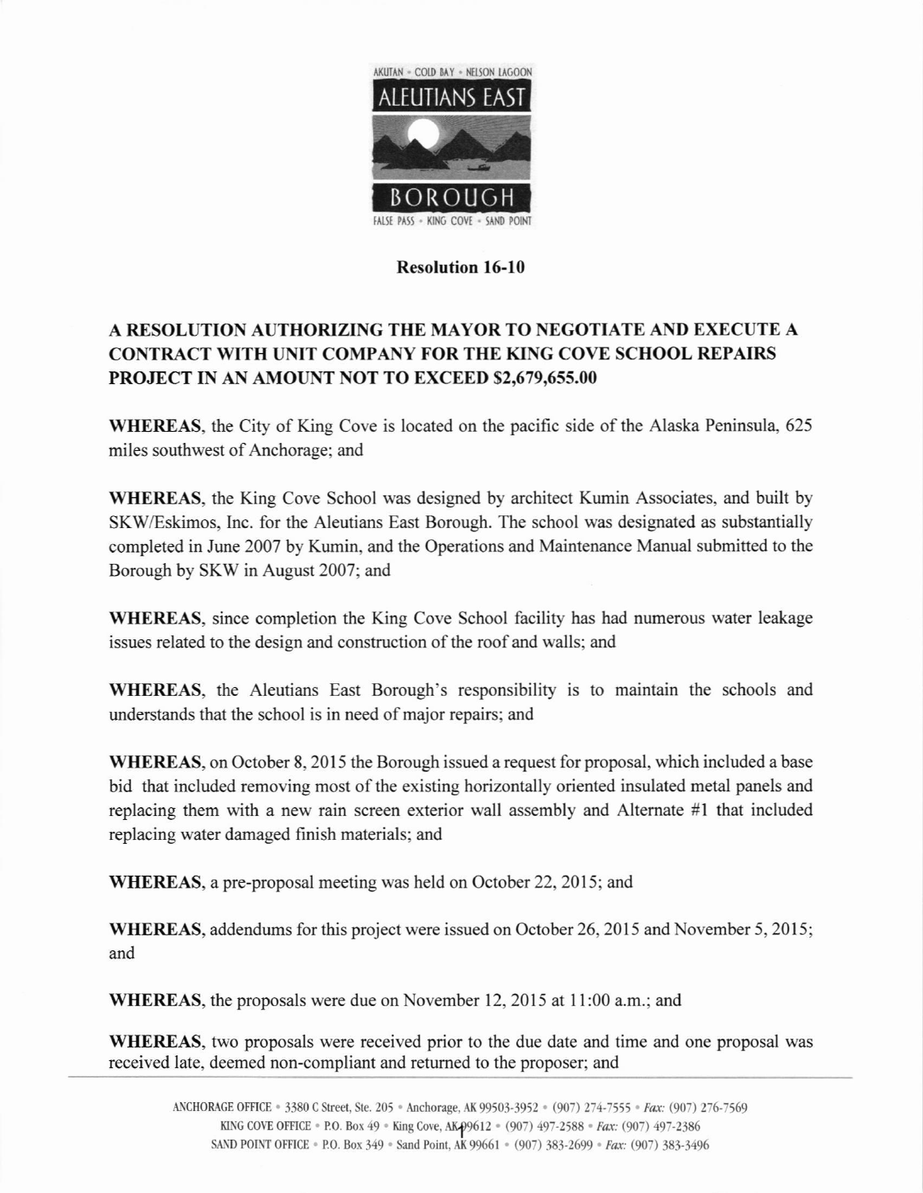AKUTAN • COLD BAY • NELSON LAGOON

ALEUTIANS EAST

BOROUGH

FALSE PASS • KING COVE • SAND POINT

## Resolution 16-10

## A RESOLUTION AUTHORIZING THE MAYOR TO NEGOTIATE AND EXECUTE A CONTRACT WITH UNIT COMPANY FOR THE KING COVE SCHOOL REPAIRS PROJECT IN AN AMOUNT NOT TO EXCEED $2,679,655.00

**WHEREAS**, the City of King Cove is located on the pacific side of the Alaska Peninsula, 625 miles southwest of Anchorage; and

**WHEREAS**, the King Cove School was designed by architect Kumin Associates, and built by SKW/Eskimos, Inc. for the Aleutians East Borough. The school was designated as substantially completed in June 2007 by Kumin, and the Operations and Maintenance Manual submitted to the Borough by SKW in August 2007; and

**WHEREAS**, since completion the King Cove School facility has had numerous water leakage issues related to the design and construction of the roof and walls; and

**WHEREAS**, the Aleutians East Borough's responsibility is to maintain the schools and understands that the school is in need of major repairs; and

**WHEREAS**, on October 8, 2015 the Borough issued a request for proposal, which included a base bid that included removing most of the existing horizontally oriented insulated metal panels and replacing them with a new rain screen exterior wall assembly and Alternate #1 that included replacing water damaged finish materials; and

**WHEREAS**, a pre-proposal meeting was held on October 22, 2015; and

**WHEREAS**, addendums for this project were issued on October 26, 2015 and November 5, 2015; and

**WHEREAS**, the proposals were due on November 12, 2015 at 11:00 a.m.; and

**WHEREAS**, two proposals were received prior to the due date and time and one proposal was received late, deemed non-compliant and returned to the proposer; and

ANCHORAGE OFFICE • 3380 C Street, Ste. 205 • Anchorage, AK 99503-3952 • (907) 274-7555 • *Fax:* (907) 276-7569
KING COVE OFFICE • P.O. Box 49 • King Cove, AK 99612 • (907) 497-2588 • *Fax:* (907) 497-2386
SAND POINT OFFICE • P.O. Box 349 • Sand Point, AK 99661 • (907) 383-2699 • *Fax:* (907) 383-3496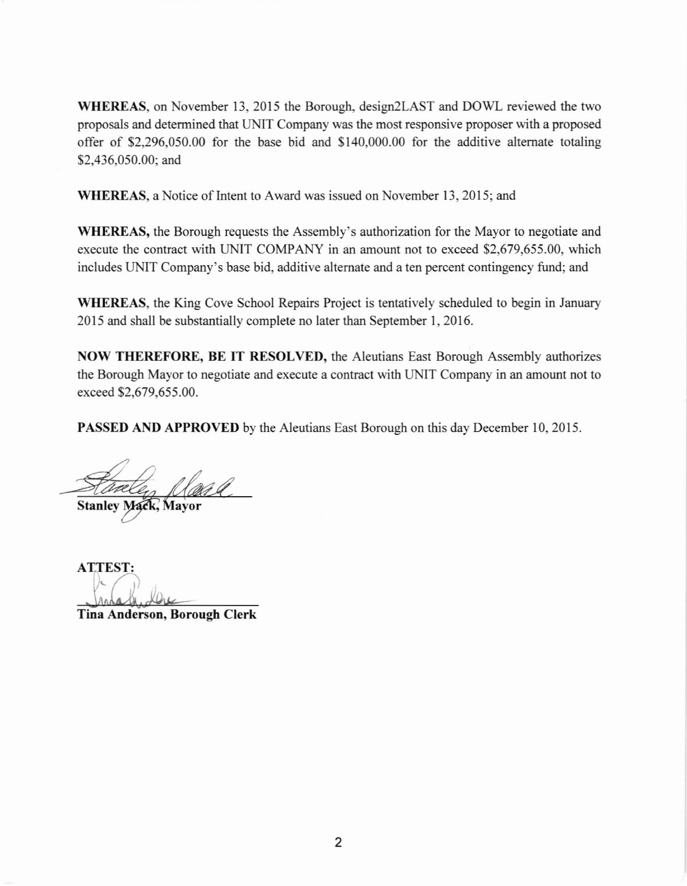**WHEREAS**, on November 13, 2015 the Borough, design2LAST and DOWL reviewed the two proposals and determined that UNIT Company was the most responsive proposer with a proposed offer of $2,296,050.00 for the base bid and $140,000.00 for the additive alternate totaling $2,436,050.00; and

**WHEREAS**, a Notice of Intent to Award was issued on November 13, 2015; and

**WHEREAS,** the Borough requests the Assembly's authorization for the Mayor to negotiate and execute the contract with UNIT COMPANY in an amount not to exceed $2,679,655.00, which includes UNIT Company's base bid, additive alternate and a ten percent contingency fund; and

**WHEREAS**, the King Cove School Repairs Project is tentatively scheduled to begin in January 2015 and shall be substantially complete no later than September 1, 2016.

**NOW THEREFORE, BE IT RESOLVED,** the Aleutians East Borough Assembly authorizes the Borough Mayor to negotiate and execute a contract with UNIT Company in an amount not to exceed $2,679,655.00.

**PASSED AND APPROVED** by the Aleutians East Borough on this day December 10, 2015.

**Stanley Mack, Mayor**

**ATTEST:**

**Tina Anderson, Borough Clerk**